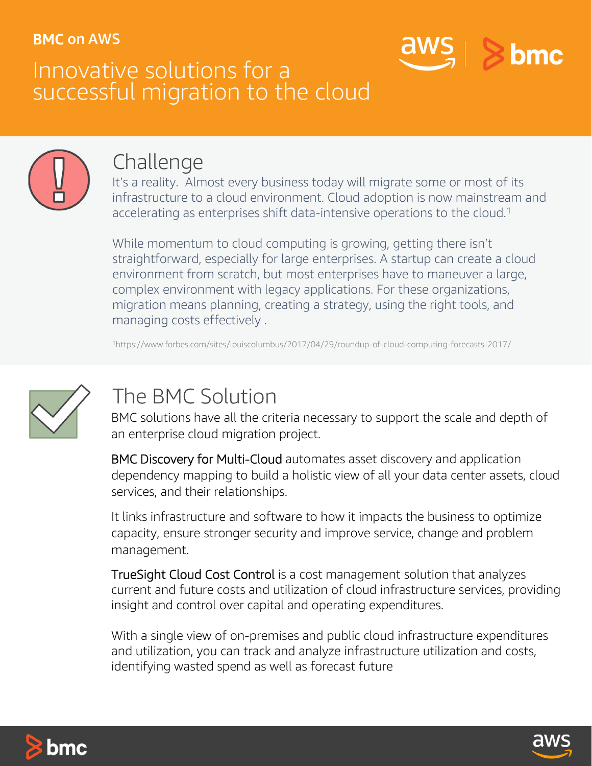**BMC on AWS**

# Innovative solutions for a successful migration to the cloud

## Challenge

It's a reality. Almost every business today will migrate some or most of its infrastructure to a cloud environment. Cloud adoption is now mainstream and accelerating as enterprises shift data-intensive operations to the cloud.[1]

While momentum to cloud computing is growing, getting there isn't straightforward, especially for large enterprises. A startup can create a cloud environment from scratch, but most enterprises have to maneuver a large, complex environment with legacy applications. For these organizations, migration means planning, creating a strategy, using the right tools, and managing costs effectively .

[1]https://www.forbes.com/sites/louiscolumbus/2017/04/29/roundup-of-cloud-computing-forecasts-2017/

## The BMC Solution

BMC solutions have all the criteria necessary to support the scale and depth of an enterprise cloud migration project.

BMC Discovery for Multi-Cloud automates asset discovery and application dependency mapping to build a holistic view of all your data center assets, cloud services, and their relationships.

It links infrastructure and software to how it impacts the business to optimize capacity, ensure stronger security and improve service, change and problem management.

TrueSight Cloud Cost Control is a cost management solution that analyzes current and future costs and utilization of cloud infrastructure services, providing insight and control over capital and operating expenditures.

With a single view of on-premises and public cloud infrastructure expenditures and utilization, you can track and analyze infrastructure utilization and costs, identifying wasted spend as well as forecast future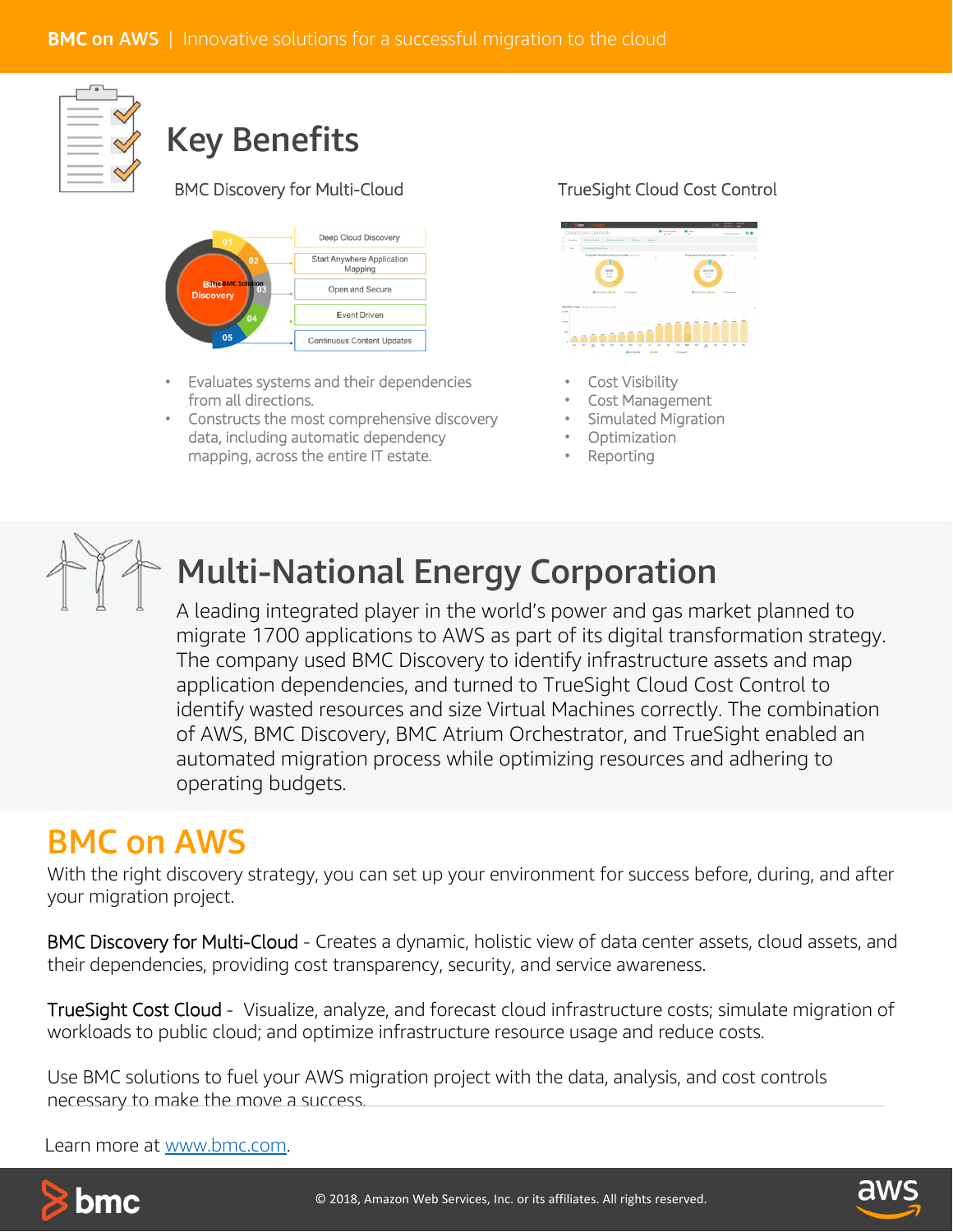# Key Benefits

## BMC Discovery for Multi-Cloud

BMC Discovery

01 Deep Cloud Discovery

02 Start Anywhere Application Mapping

03 Open and Secure

04 Event Driven

05 Continuous Content Updates

- Evaluates systems and their dependencies from all directions.
- Constructs the most comprehensive discovery data, including automatic dependency mapping, across the entire IT estate.

## TrueSight Cloud Cost Control

- Cost Visibility
- Cost Management
- Simulated Migration
- Optimization
- Reporting

# Multi-National Energy Corporation

A leading integrated player in the world's power and gas market planned to migrate 1700 applications to AWS as part of its digital transformation strategy. The company used BMC Discovery to identify infrastructure assets and map application dependencies, and turned to TrueSight Cloud Cost Control to identify wasted resources and size Virtual Machines correctly. The combination of AWS, BMC Discovery, BMC Atrium Orchestrator, and TrueSight enabled an automated migration process while optimizing resources and adhering to operating budgets.

# BMC on AWS

With the right discovery strategy, you can set up your environment for success before, during, and after your migration project.

BMC Discovery for Multi-Cloud - Creates a dynamic, holistic view of data center assets, cloud assets, and their dependencies, providing cost transparency, security, and service awareness.

TrueSight Cost Cloud - Visualize, analyze, and forecast cloud infrastructure costs; simulate migration of workloads to public cloud; and optimize infrastructure resource usage and reduce costs.

Use BMC solutions to fuel your AWS migration project with the data, analysis, and cost controls necessary to make the move a success.

Learn more at [www.bmc.com](http://www.bmc.com).

© 2018, Amazon Web Services, Inc. or its affiliates. All rights reserved.